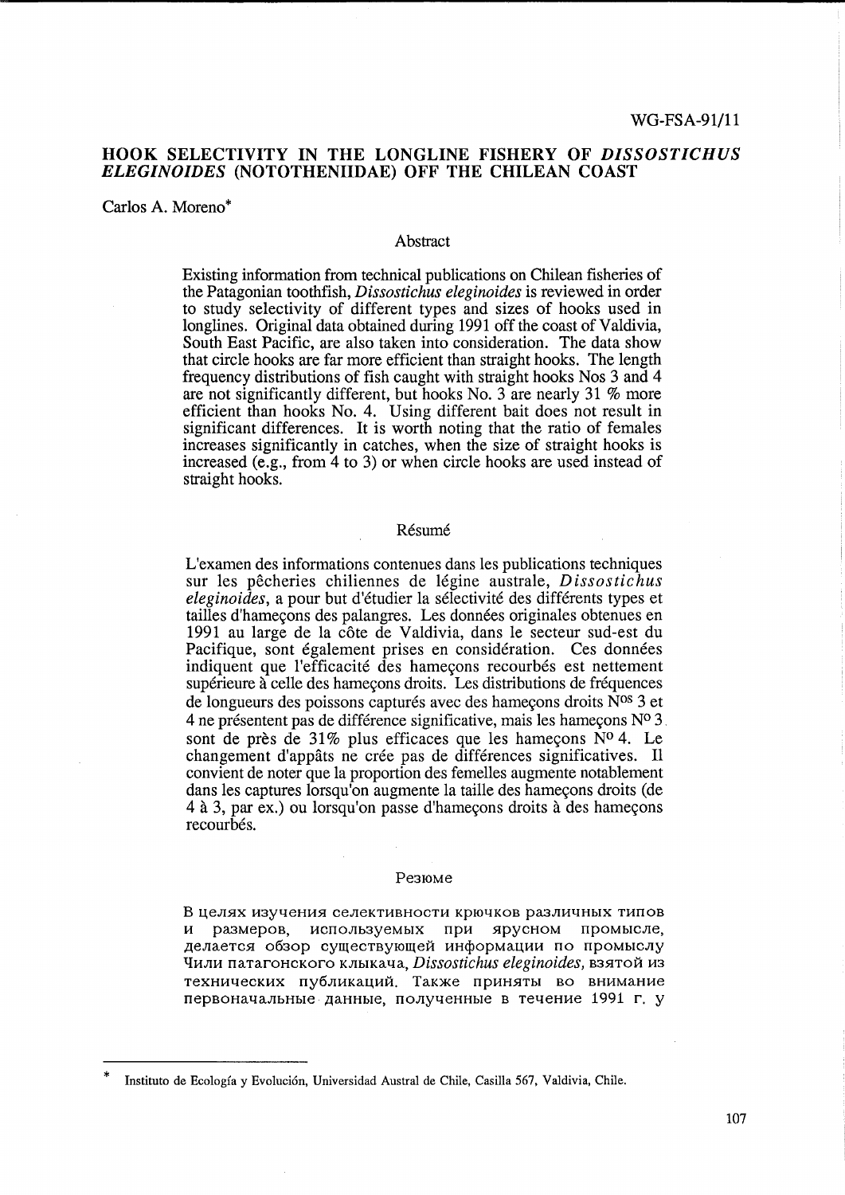WG-FSA-91/11

# HOOK SELECTIVITY IN THE LONGLINE FISHERY OF *DISSOSTICHUS ELEGINOIDES* (NOTOTHENIIDAE) OFF THE CHILEAN COAST

Carlos A. Moreno*

## Abstract

Existing information from technical publications on Chilean fisheries of the Patagonian toothfish, *Dissostichus eleginoides* is reviewed in order to study selectivity of different types and sizes of hooks used in longlines. Original data obtained during 1991 off the coast of Valdivia, South East Pacific, are also taken into consideration. The data show that circle hooks are far more efficient than straight hooks. The length frequency distributions of fish caught with straight hooks Nos 3 and 4 are not significantly different, but hooks No. 3 are nearly 31 % more efficient than hooks No. 4. Using different bait does not result in significant differences. It is worth noting that the ratio of females increases significantly in catches, when the size of straight hooks is increased (e.g., from 4 to 3) or when circle hooks are used instead of straight hooks.

## Résumé

L'examen des informations contenues dans les publications techniques sur les pêcheries chiliennes de légine australe, *Dissostichus eleginoides*, a pour but d'étudier la sélectivité des différents types et tailles d'hameçons des palangres. Les données originales obtenues en 1991 au large de la côte de Valdivia, dans le secteur sud-est du Pacifique, sont également prises en considération. Ces données indiquent que l'efficacité des hameçons recourbés est nettement supérieure à celle des hameçons droits. Les distributions de fréquences de longueurs des poissons capturés avec des hameçons droits N[os] 3 et 4 ne présentent pas de différence significative, mais les hameçons N[o] 3 sont de près de 31% plus efficaces que les hameçons N[o] 4. Le changement d'appâts ne crée pas de différences significatives. Il convient de noter que la proportion des femelles augmente notablement dans les captures lorsqu'on augmente la taille des hameçons droits (de 4 à 3, par ex.) ou lorsqu'on passe d'hameçons droits à des hameçons recourbés.

## Резюме

В целях изучения селективности крючков различных типов и размеров, используемых при ярусном промысле, делается обзор существующей информации по промыслу Чили патагонского клыкача, *Dissostichus eleginoides*, взятой из технических публикаций. Также приняты во внимание первоначальные данные, полученные в течение 1991 г. у

---

\* Instituto de Ecología y Evolución, Universidad Austral de Chile, Casilla 567, Valdivia, Chile.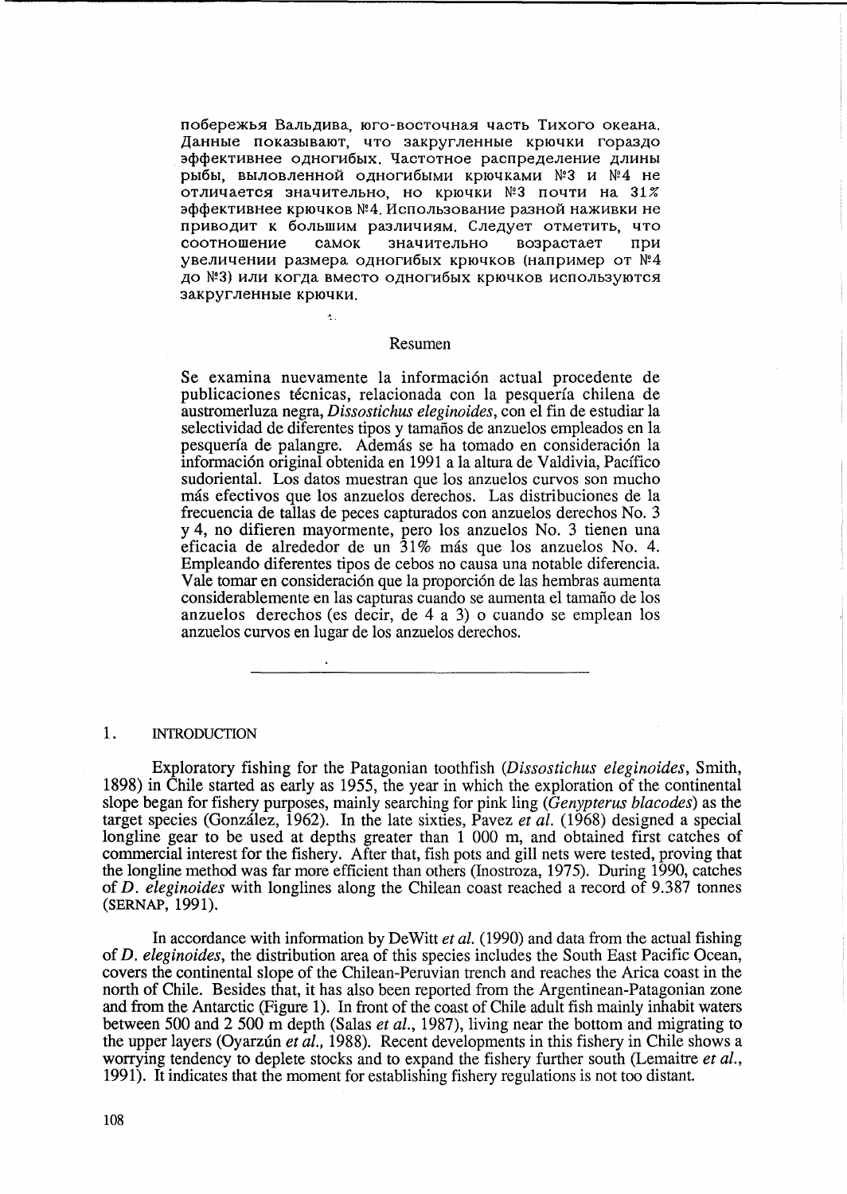побережья Вальдива, юго-восточная часть Тихого океана. Данные показывают, что закругленные крючки гораздо эффективнее одногибых. Частотное распределение длины рыбы, выловленной одногибыми крючками №3 и №4 не отличается значительно, но крючки №3 почти на 31% эффективнее крючков №4. Использование разной наживки не приводит к большим различиям. Следует отметить, что соотношение самок значительно возрастает при увеличении размера одногибых крючков (например от №4 до №3) или когда вместо одногибых крючков используются закругленные крючки.

## Resumen

Se examina nuevamente la información actual procedente de publicaciones técnicas, relacionada con la pesquería chilena de austromerluza negra, *Dissostichus eleginoides*, con el fin de estudiar la selectividad de diferentes tipos y tamaños de anzuelos empleados en la pesquería de palangre. Además se ha tomado en consideración la información original obtenida en 1991 a la altura de Valdivia, Pacífico sudoriental. Los datos muestran que los anzuelos curvos son mucho más efectivos que los anzuelos derechos. Las distribuciones de la frecuencia de tallas de peces capturados con anzuelos derechos No. 3 y 4, no difieren mayormente, pero los anzuelos No. 3 tienen una eficacia de alrededor de un 31% más que los anzuelos No. 4. Empleando diferentes tipos de cebos no causa una notable diferencia. Vale tomar en consideración que la proporción de las hembras aumenta considerablemente en las capturas cuando se aumenta el tamaño de los anzuelos derechos (es decir, de 4 a 3) o cuando se emplean los anzuelos curvos en lugar de los anzuelos derechos.

---

## 1. INTRODUCTION

Exploratory fishing for the Patagonian toothfish (*Dissostichus eleginoides*, Smith, 1898) in Chile started as early as 1955, the year in which the exploration of the continental slope began for fishery purposes, mainly searching for pink ling (*Genypterus blacodes*) as the target species (González, 1962). In the late sixties, Pavez *et al.* (1968) designed a special longline gear to be used at depths greater than 1 000 m, and obtained first catches of commercial interest for the fishery. After that, fish pots and gill nets were tested, proving that the longline method was far more efficient than others (Inostroza, 1975). During 1990, catches of *D. eleginoides* with longlines along the Chilean coast reached a record of 9.387 tonnes (SERNAP, 1991).

In accordance with information by DeWitt *et al.* (1990) and data from the actual fishing of *D. eleginoides*, the distribution area of this species includes the South East Pacific Ocean, covers the continental slope of the Chilean-Peruvian trench and reaches the Arica coast in the north of Chile. Besides that, it has also been reported from the Argentinean-Patagonian zone and from the Antarctic (Figure 1). In front of the coast of Chile adult fish mainly inhabit waters between 500 and 2 500 m depth (Salas *et al.*, 1987), living near the bottom and migrating to the upper layers (Oyarzún *et al.*, 1988). Recent developments in this fishery in Chile shows a worrying tendency to deplete stocks and to expand the fishery further south (Lemaitre *et al.*, 1991). It indicates that the moment for establishing fishery regulations is not too distant.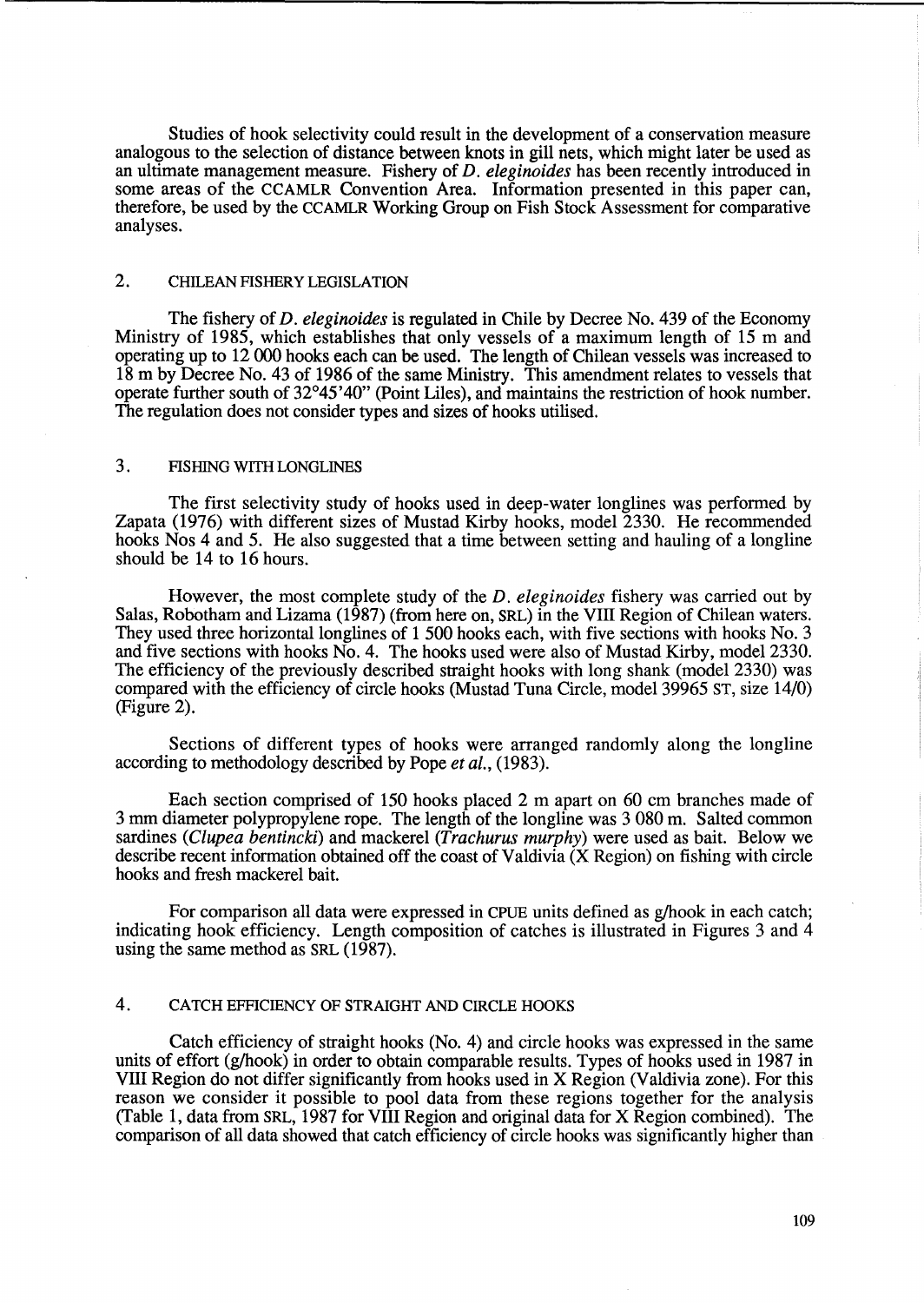Studies of hook selectivity could result in the development of a conservation measure analogous to the selection of distance between knots in gill nets, which might later be used as an ultimate management measure. Fishery of *D. eleginoides* has been recently introduced in some areas of the CCAMLR Convention Area. Information presented in this paper can, therefore, be used by the CCAMLR Working Group on Fish Stock Assessment for comparative analyses.

## 2. CHILEAN FISHERY LEGISLATION

The fishery of *D. eleginoides* is regulated in Chile by Decree No. 439 of the Economy Ministry of 1985, which establishes that only vessels of a maximum length of 15 m and operating up to 12 000 hooks each can be used. The length of Chilean vessels was increased to 18 m by Decree No. 43 of 1986 of the same Ministry. This amendment relates to vessels that operate further south of 32°45'40" (Point Liles), and maintains the restriction of hook number. The regulation does not consider types and sizes of hooks utilised.

## 3. FISHING WITH LONGLINES

The first selectivity study of hooks used in deep-water longlines was performed by Zapata (1976) with different sizes of Mustad Kirby hooks, model 2330. He recommended hooks Nos 4 and 5. He also suggested that a time between setting and hauling of a longline should be 14 to 16 hours.

However, the most complete study of the *D. eleginoides* fishery was carried out by Salas, Robotham and Lizama (1987) (from here on, SRL) in the VIII Region of Chilean waters. They used three horizontal longlines of 1 500 hooks each, with five sections with hooks No. 3 and five sections with hooks No. 4. The hooks used were also of Mustad Kirby, model 2330. The efficiency of the previously described straight hooks with long shank (model 2330) was compared with the efficiency of circle hooks (Mustad Tuna Circle, model 39965 ST, size 14/0) (Figure 2).

Sections of different types of hooks were arranged randomly along the longline according to methodology described by Pope *et al.*, (1983).

Each section comprised of 150 hooks placed 2 m apart on 60 cm branches made of 3 mm diameter polypropylene rope. The length of the longline was 3 080 m. Salted common sardines (*Clupea bentincki*) and mackerel (*Trachurus murphy*) were used as bait. Below we describe recent information obtained off the coast of Valdivia (X Region) on fishing with circle hooks and fresh mackerel bait.

For comparison all data were expressed in CPUE units defined as g/hook in each catch; indicating hook efficiency. Length composition of catches is illustrated in Figures 3 and 4 using the same method as SRL (1987).

## 4. CATCH EFFICIENCY OF STRAIGHT AND CIRCLE HOOKS

Catch efficiency of straight hooks (No. 4) and circle hooks was expressed in the same units of effort (g/hook) in order to obtain comparable results. Types of hooks used in 1987 in VIII Region do not differ significantly from hooks used in X Region (Valdivia zone). For this reason we consider it possible to pool data from these regions together for the analysis (Table 1, data from SRL, 1987 for VIII Region and original data for X Region combined). The comparison of all data showed that catch efficiency of circle hooks was significantly higher than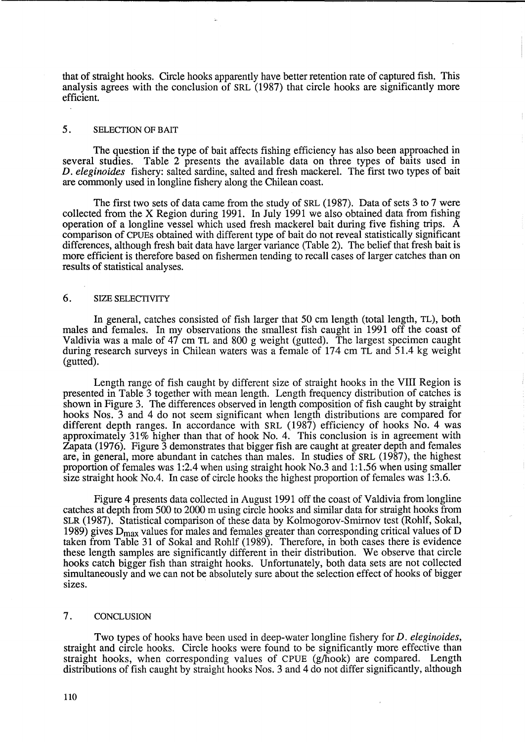that of straight hooks. Circle hooks apparently have better retention rate of captured fish. This analysis agrees with the conclusion of SRL (1987) that circle hooks are significantly more efficient.

## 5. SELECTION OF BAIT

The question if the type of bait affects fishing efficiency has also been approached in several studies. Table 2 presents the available data on three types of baits used in *D. eleginoides* fishery: salted sardine, salted and fresh mackerel. The first two types of bait are commonly used in longline fishery along the Chilean coast.

The first two sets of data came from the study of SRL (1987). Data of sets 3 to 7 were collected from the X Region during 1991. In July 1991 we also obtained data from fishing operation of a longline vessel which used fresh mackerel bait during five fishing trips. A comparison of CPUEs obtained with different type of bait do not reveal statistically significant differences, although fresh bait data have larger variance (Table 2). The belief that fresh bait is more efficient is therefore based on fishermen tending to recall cases of larger catches than on results of statistical analyses.

## 6. SIZE SELECTIVITY

In general, catches consisted of fish larger that 50 cm length (total length, TL), both males and females. In my observations the smallest fish caught in 1991 off the coast of Valdivia was a male of 47 cm TL and 800 g weight (gutted). The largest specimen caught during research surveys in Chilean waters was a female of 174 cm TL and 51.4 kg weight (gutted).

Length range of fish caught by different size of straight hooks in the VIII Region is presented in Table 3 together with mean length. Length frequency distribution of catches is shown in Figure 3. The differences observed in length composition of fish caught by straight hooks Nos. 3 and 4 do not seem significant when length distributions are compared for different depth ranges. In accordance with SRL (1987) efficiency of hooks No. 4 was approximately 31% higher than that of hook No. 4. This conclusion is in agreement with Zapata (1976). Figure 3 demonstrates that bigger fish are caught at greater depth and females are, in general, more abundant in catches than males. In studies of SRL (1987), the highest proportion of females was 1:2.4 when using straight hook No.3 and 1:1.56 when using smaller size straight hook No.4. In case of circle hooks the highest proportion of females was 1:3.6.

Figure 4 presents data collected in August 1991 off the coast of Valdivia from longline catches at depth from 500 to 2000 m using circle hooks and similar data for straight hooks from SLR (1987). Statistical comparison of these data by Kolmogorov-Smirnov test (Rohlf, Sokal, 1989) gives $D_{max}$ values for males and females greater than corresponding critical values of D taken from Table 31 of Sokal and Rohlf (1989). Therefore, in both cases there is evidence these length samples are significantly different in their distribution. We observe that circle hooks catch bigger fish than straight hooks. Unfortunately, both data sets are not collected simultaneously and we can not be absolutely sure about the selection effect of hooks of bigger sizes.

## 7. CONCLUSION

Two types of hooks have been used in deep-water longline fishery for *D. eleginoides*, straight and circle hooks. Circle hooks were found to be significantly more effective than straight hooks, when corresponding values of CPUE (g/hook) are compared. Length distributions of fish caught by straight hooks Nos. 3 and 4 do not differ significantly, although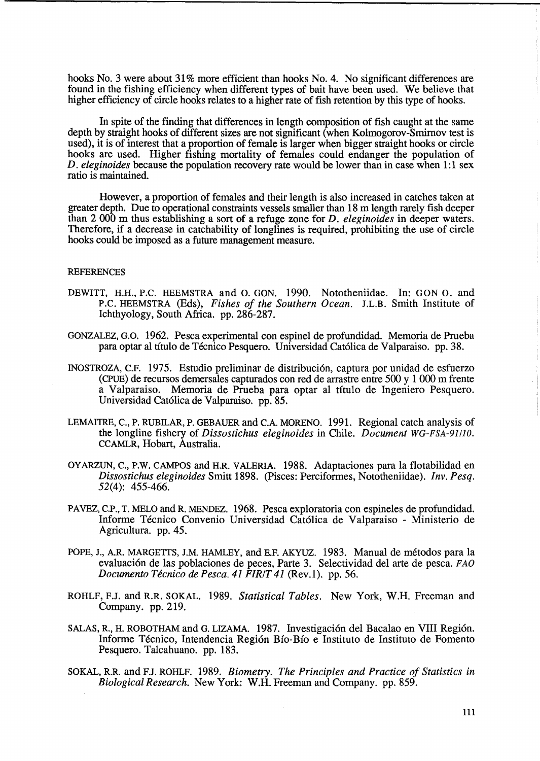hooks No. 3 were about 31% more efficient than hooks No. 4. No significant differences are found in the fishing efficiency when different types of bait have been used. We believe that higher efficiency of circle hooks relates to a higher rate of fish retention by this type of hooks.

In spite of the finding that differences in length composition of fish caught at the same depth by straight hooks of different sizes are not significant (when Kolmogorov-Smirnov test is used), it is of interest that a proportion of female is larger when bigger straight hooks or circle hooks are used. Higher fishing mortality of females could endanger the population of *D. eleginoides* because the population recovery rate would be lower than in case when 1:1 sex ratio is maintained.

However, a proportion of females and their length is also increased in catches taken at greater depth. Due to operational constraints vessels smaller than 18 m length rarely fish deeper than 2 000 m thus establishing a sort of a refuge zone for *D. eleginoides* in deeper waters. Therefore, if a decrease in catchability of longlines is required, prohibiting the use of circle hooks could be imposed as a future management measure.

## REFERENCES

DEWITT, H.H., P.C. HEEMSTRA and O. GON. 1990. Nototheniidae. In: GON O. and P.C. HEEMSTRA (Eds), *Fishes of the Southern Ocean*. J.L.B. Smith Institute of Ichthyology, South Africa. pp. 286-287.

GONZALEZ, G.O. 1962. Pesca experimental con espinel de profundidad. Memoria de Prueba para optar al título de Técnico Pesquero. Universidad Católica de Valparaiso. pp. 38.

INOSTROZA, C.F. 1975. Estudio preliminar de distribución, captura por unidad de esfuerzo (CPUE) de recursos demersales capturados con red de arrastre entre 500 y 1 000 m frente a Valparaiso. Memoria de Prueba para optar al título de Ingeniero Pesquero. Universidad Católica de Valparaiso. pp. 85.

LEMAITRE, C., P. RUBILAR, P. GEBAUER and C.A. MORENO. 1991. Regional catch analysis of the longline fishery of *Dissostichus eleginoides* in Chile. *Document WG-FSA-91/10*. CCAMLR, Hobart, Australia.

OYARZUN, C., P.W. CAMPOS and H.R. VALERIA. 1988. Adaptaciones para la flotabilidad en *Dissostichus eleginoides* Smitt 1898. (Pisces: Perciformes, Nototheniidae). *Inv. Pesq.* *52*(4): 455-466.

PAVEZ, C.P., T. MELO and R. MENDEZ. 1968. Pesca exploratoria con espineles de profundidad. Informe Técnico Convenio Universidad Católica de Valparaiso - Ministerio de Agricultura. pp. 45.

POPE, J., A.R. MARGETTS, J.M. HAMLEY, and E.F. AKYUZ. 1983. Manual de métodos para la evaluación de las poblaciones de peces, Parte 3. Selectividad del arte de pesca. *FAO Documento Técnico de Pesca. 41 FIR/T 41* (Rev.1). pp. 56.

ROHLF, F.J. and R.R. SOKAL. 1989. *Statistical Tables*. New York, W.H. Freeman and Company. pp. 219.

SALAS, R., H. ROBOTHAM and G. LIZAMA. 1987. Investigación del Bacalao en VIII Región. Informe Técnico, Intendencia Región Bío-Bío e Instituto de Instituto de Fomento Pesquero. Talcahuano. pp. 183.

SOKAL, R.R. and F.J. ROHLF. 1989. *Biometry. The Principles and Practice of Statistics in Biological Research*. New York: W.H. Freeman and Company. pp. 859.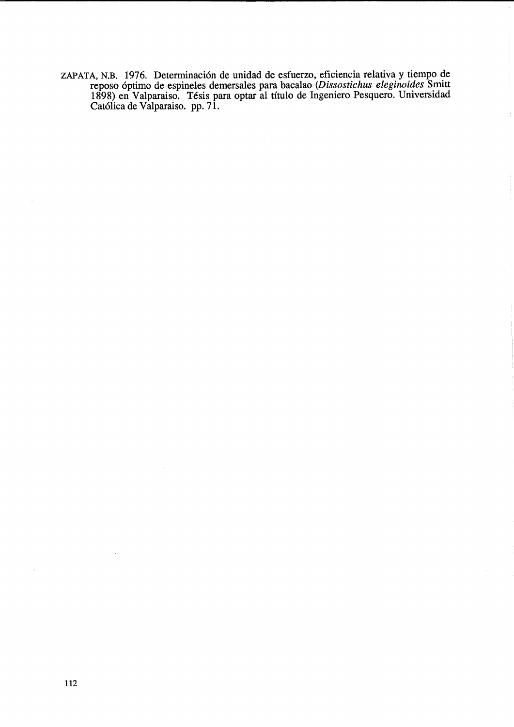ZAPATA, N.B. 1976. Determinación de unidad de esfuerzo, eficiencia relativa y tiempo de reposo óptimo de espineles demersales para bacalao (*Dissostichus eleginoides* Smitt 1898) en Valparaiso. Tésis para optar al título de Ingeniero Pesquero. Universidad Católica de Valparaiso. pp. 71.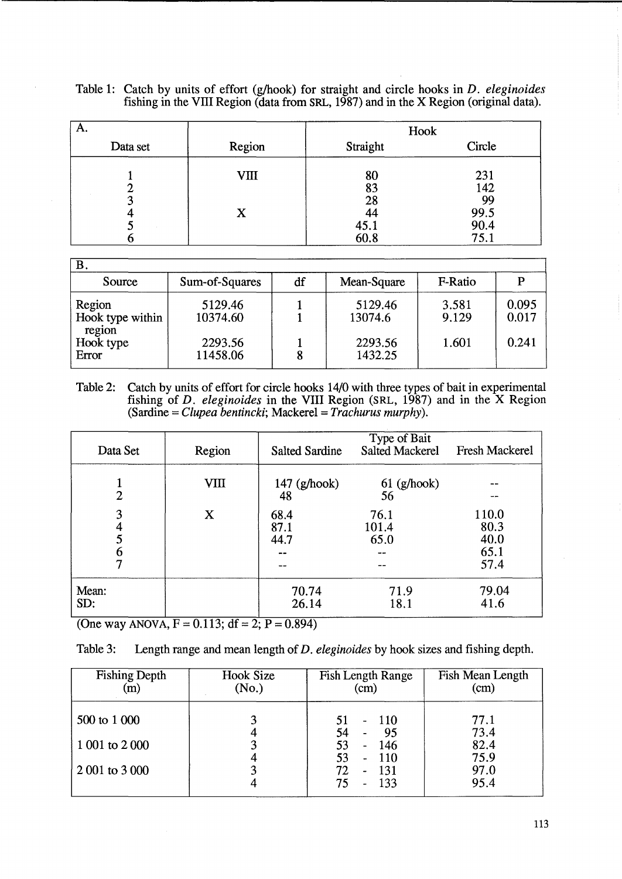Table 1: Catch by units of effort (g/hook) for straight and circle hooks in *D. eleginoides* fishing in the VIII Region (data from SRL, 1987) and in the X Region (original data).

| A. | | Hook | |
|---|---|---|---|
| Data set | Region | Straight | Circle |
| 1 | VIII | 80 | 231 |
| 2 | | 83 | 142 |
| 3 | | 28 | 99 |
| 4 | X | 44 | 99.5 |
| 5 | | 45.1 | 90.4 |
| 6 | | 60.8 | 75.1 |

| B. | | | | | |
|---|---|---|---|---|---|
| Source | Sum-of-Squares | df | Mean-Square | F-Ratio | P |
| Region | 5129.46 | 1 | 5129.46 | 3.581 | 0.095 |
| Hook type within region | 10374.60 | 1 | 13074.6 | 9.129 | 0.017 |
| Hook type | 2293.56 | 1 | 2293.56 | 1.601 | 0.241 |
| Error | 11458.06 | 8 | 1432.25 | | |

Table 2: Catch by units of effort for circle hooks 14/0 with three types of bait in experimental fishing of *D. eleginoides* in the VIII Region (SRL, 1987) and in the X Region (Sardine = *Clupea bentincki*; Mackerel = *Trachurus murphy*).

| Data Set | Region | Type of Bait<br>Salted Sardine | Salted Mackerel | Fresh Mackerel |
|---|---|---|---|---|
| 1 | VIII | 147 (g/hook) | 61 (g/hook) | -- |
| 2 | | 48 | 56 | -- |
| 3 | X | 68.4 | 76.1 | 110.0 |
| 4 | | 87.1 | 101.4 | 80.3 |
| 5 | | 44.7 | 65.0 | 40.0 |
| 6 | | -- | -- | 65.1 |
| 7 | | -- | -- | 57.4 |
| Mean: | | 70.74 | 71.9 | 79.04 |
| SD: | | 26.14 | 18.1 | 41.6 |

(One way ANOVA, F = 0.113; df = 2; P = 0.894)

Table 3: Length range and mean length of *D. eleginoides* by hook sizes and fishing depth.

| Fishing Depth (m) | Hook Size (No.) | Fish Length Range (cm) | Fish Mean Length (cm) |
|---|---|---|---|
| 500 to 1 000 | 3 | 51 - 110 | 77.1 |
| | 4 | 54 - 95 | 73.4 |
| 1 001 to 2 000 | 3 | 53 - 146 | 82.4 |
| | 4 | 53 - 110 | 75.9 |
| 2 001 to 3 000 | 3 | 72 - 131 | 97.0 |
| | 4 | 75 - 133 | 95.4 |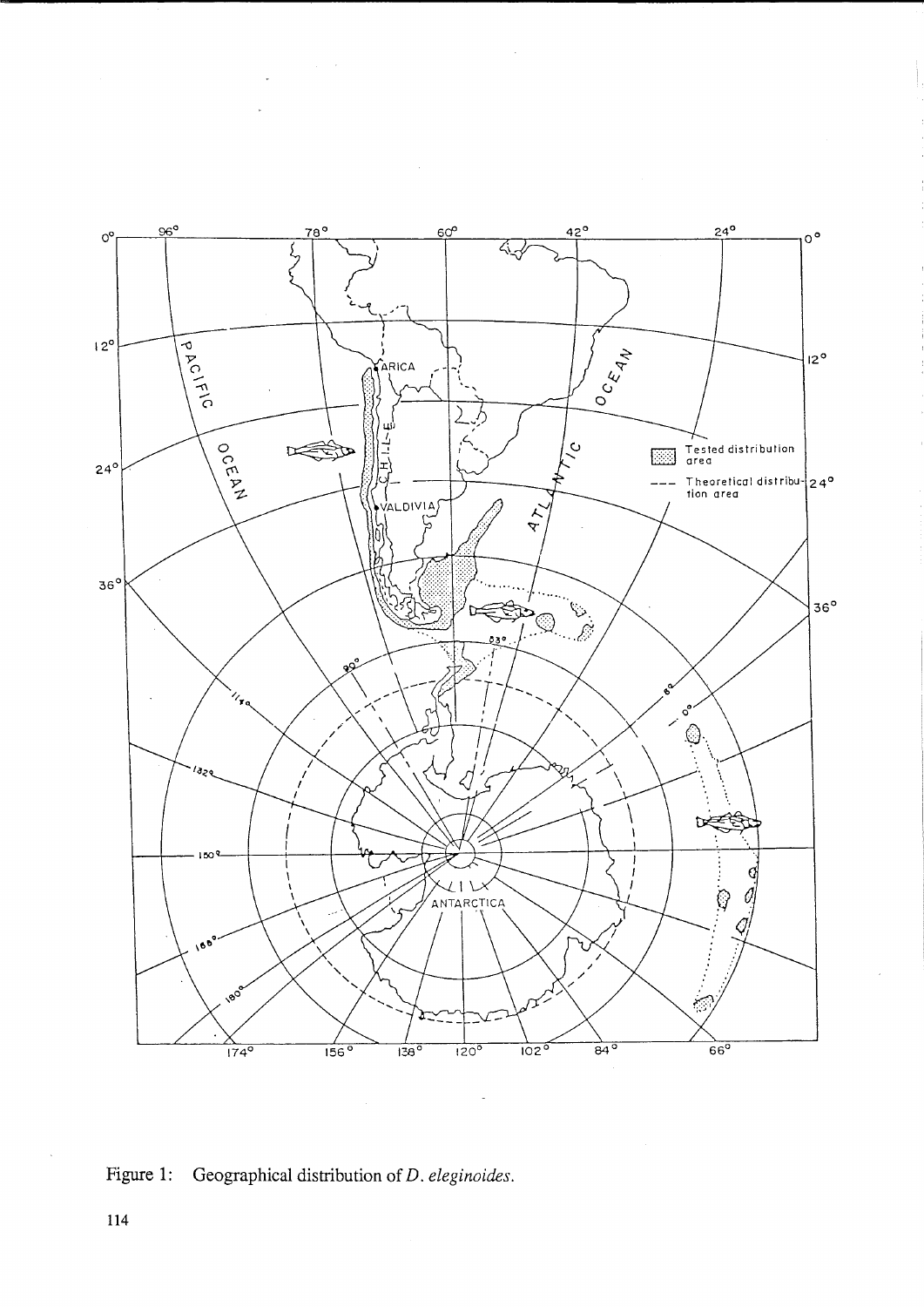Figure 1: Geographical distribution of *D. eleginoides*.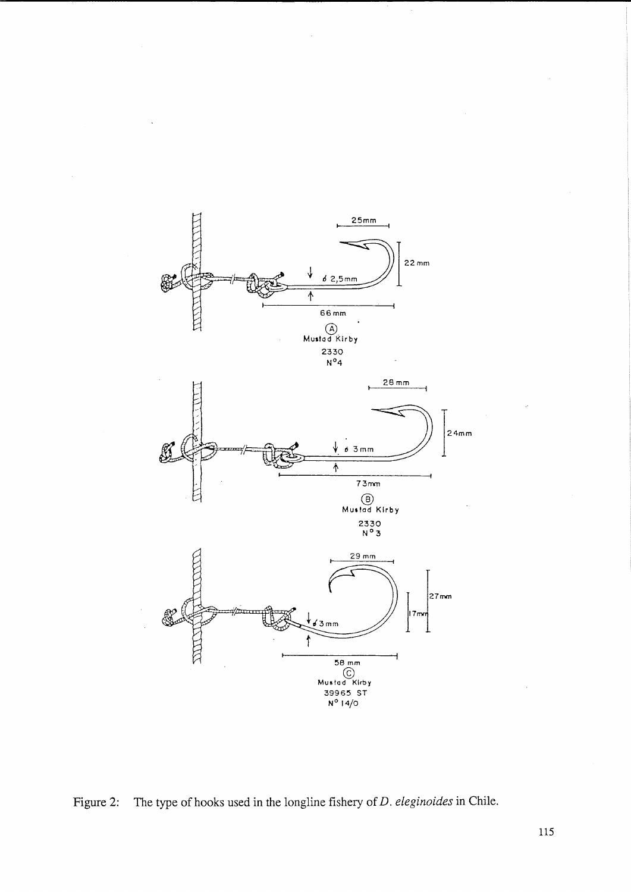Figure 2: The type of hooks used in the longline fishery of *D. eleginoides* in Chile.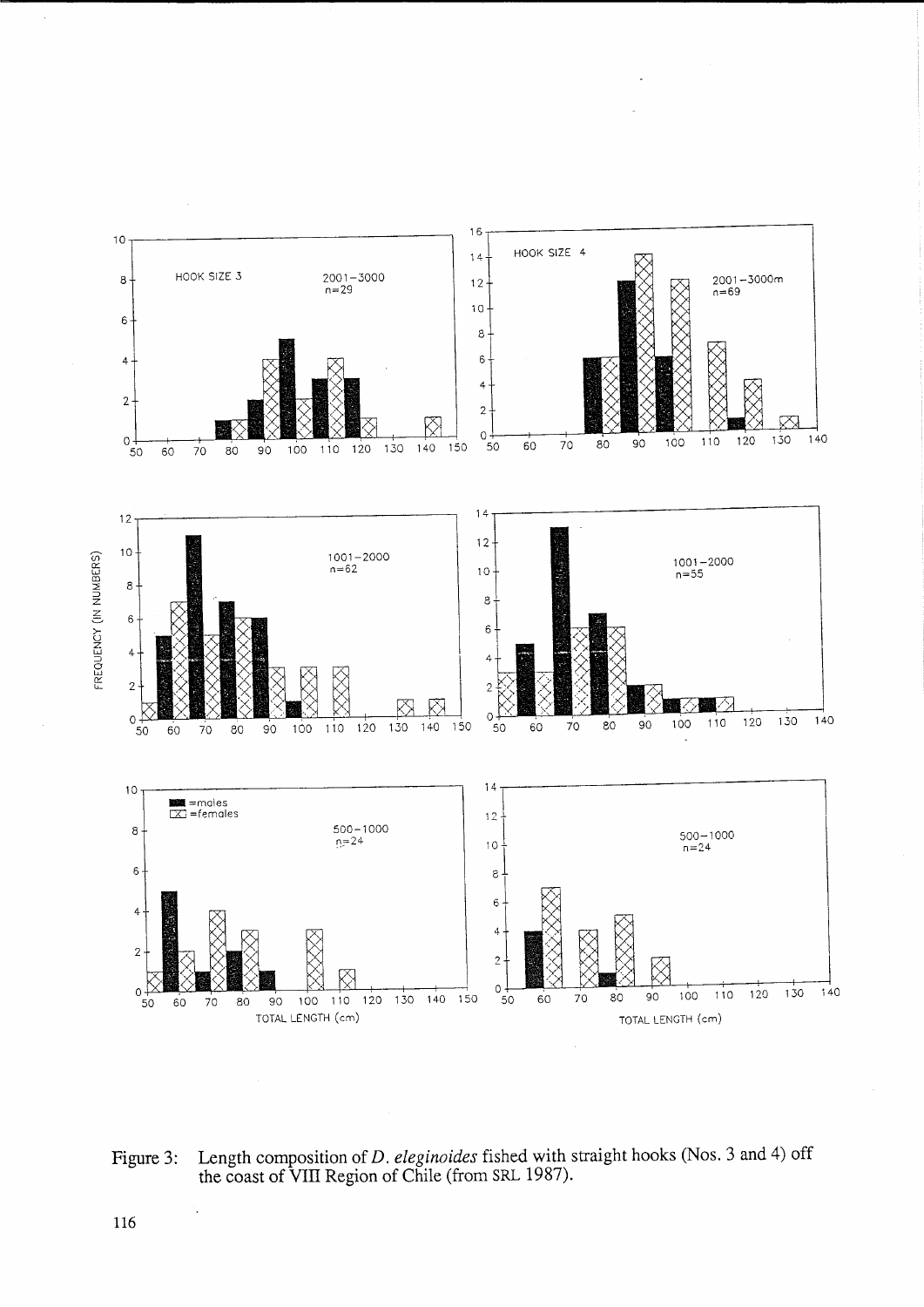Figure 3: Length composition of *D. eleginoides* fished with straight hooks (Nos. 3 and 4) off the coast of VIII Region of Chile (from SRL 1987).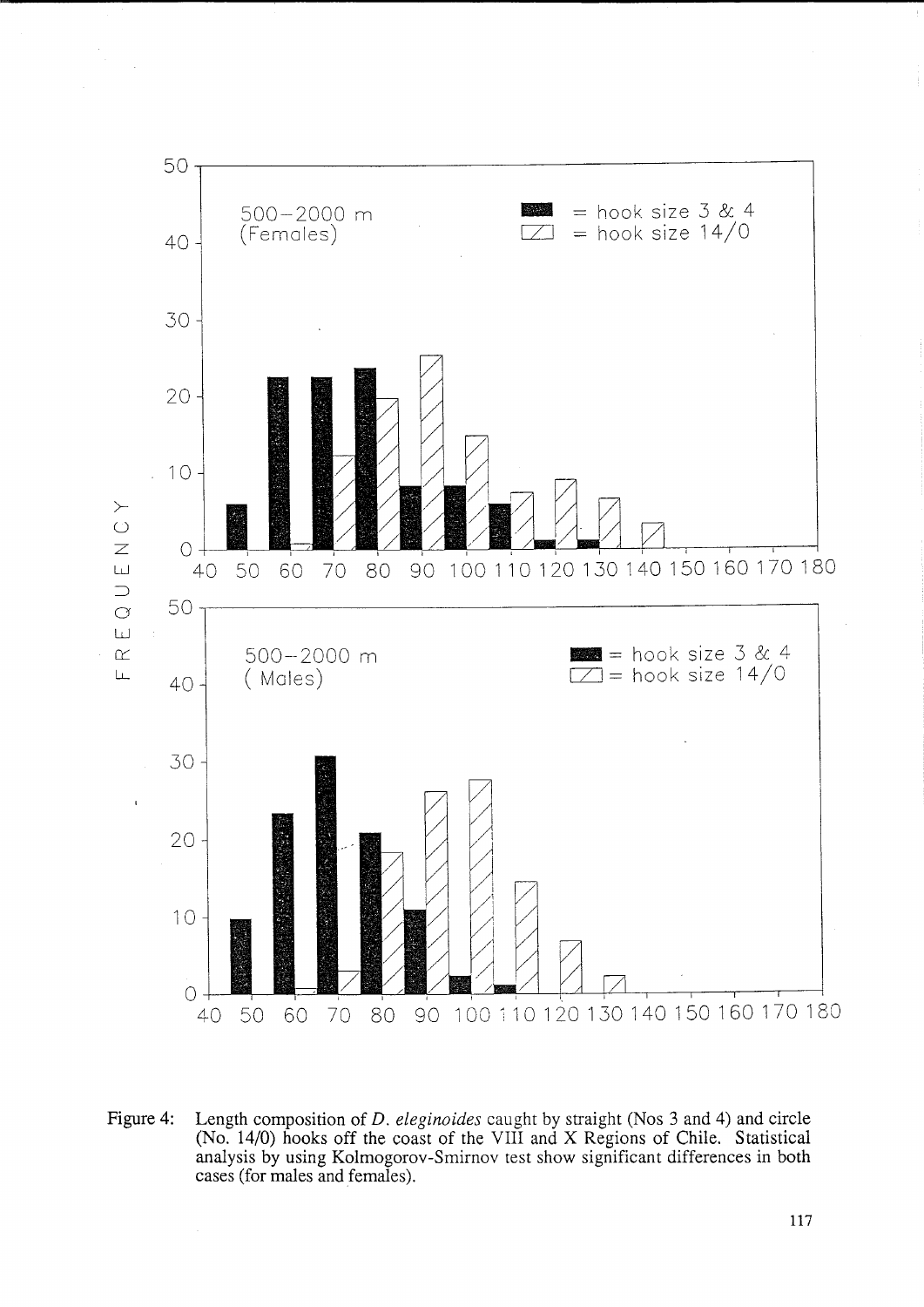Figure 4: Length composition of *D. eleginoides* caught by straight (Nos 3 and 4) and circle (No. 14/0) hooks off the coast of the VIII and X Regions of Chile. Statistical analysis by using Kolmogorov-Smirnov test show significant differences in both cases (for males and females).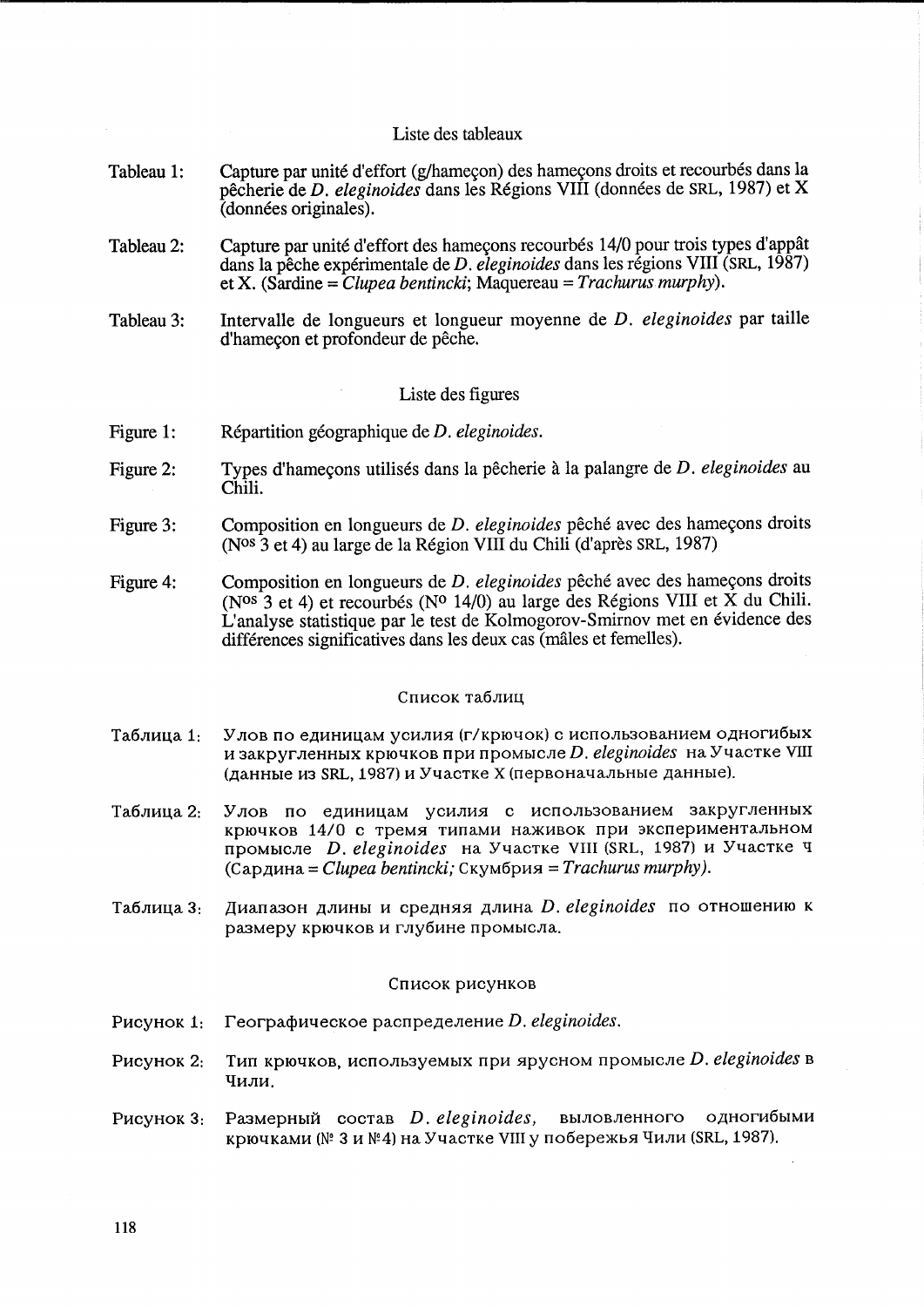## Liste des tableaux

Tableau 1: Capture par unité d'effort (g/hameçon) des hameçons droits et recourbés dans la pêcherie de *D. eleginoides* dans les Régions VIII (données de SRL, 1987) et X (données originales).

Tableau 2: Capture par unité d'effort des hameçons recourbés 14/0 pour trois types d'appât dans la pêche expérimentale de *D. eleginoides* dans les régions VIII (SRL, 1987) et X. (Sardine = *Clupea bentincki*; Maquereau = *Trachurus murphy*).

Tableau 3: Intervalle de longueurs et longueur moyenne de *D. eleginoides* par taille d'hameçon et profondeur de pêche.

## Liste des figures

Figure 1: Répartition géographique de *D. eleginoides*.

Figure 2: Types d'hameçons utilisés dans la pêcherie à la palangre de *D. eleginoides* au Chili.

Figure 3: Composition en longueurs de *D. eleginoides* pêché avec des hameçons droits (N[os] 3 et 4) au large de la Région VIII du Chili (d'après SRL, 1987)

Figure 4: Composition en longueurs de *D. eleginoides* pêché avec des hameçons droits (N[os] 3 et 4) et recourbés (N[o] 14/0) au large des Régions VIII et X du Chili. L'analyse statistique par le test de Kolmogorov-Smirnov met en évidence des différences significatives dans les deux cas (mâles et femelles).

## Список таблиц

Таблица 1: Улов по единицам усилия (г/крючок) с использованием одногибых и закругленных крючков при промысле *D. eleginoides* на Участке VIII (данные из SRL, 1987) и Участке X (первоначальные данные).

Таблица 2: Улов по единицам усилия с использованием закругленных крючков 14/0 с тремя типами наживок при экспериментальном промысле *D. eleginoides* на Участке VIII (SRL, 1987) и Участке Ч (Сардина = *Clupea bentincki;* Скумбрия = *Trachurus murphy).*

Таблица 3: Диапазон длины и средняя длина *D. eleginoides* по отношению к размеру крючков и глубине промысла.

## Список рисунков

Рисунок 1: Географическое распределение *D. eleginoides*.

Рисунок 2: Тип крючков, используемых при ярусном промысле *D. eleginoides* в Чили.

Рисунок 3: Размерный состав *D. eleginoides*, выловленного одногибыми крючками (№ 3 и №4) на Участке VIII у побережья Чили (SRL, 1987).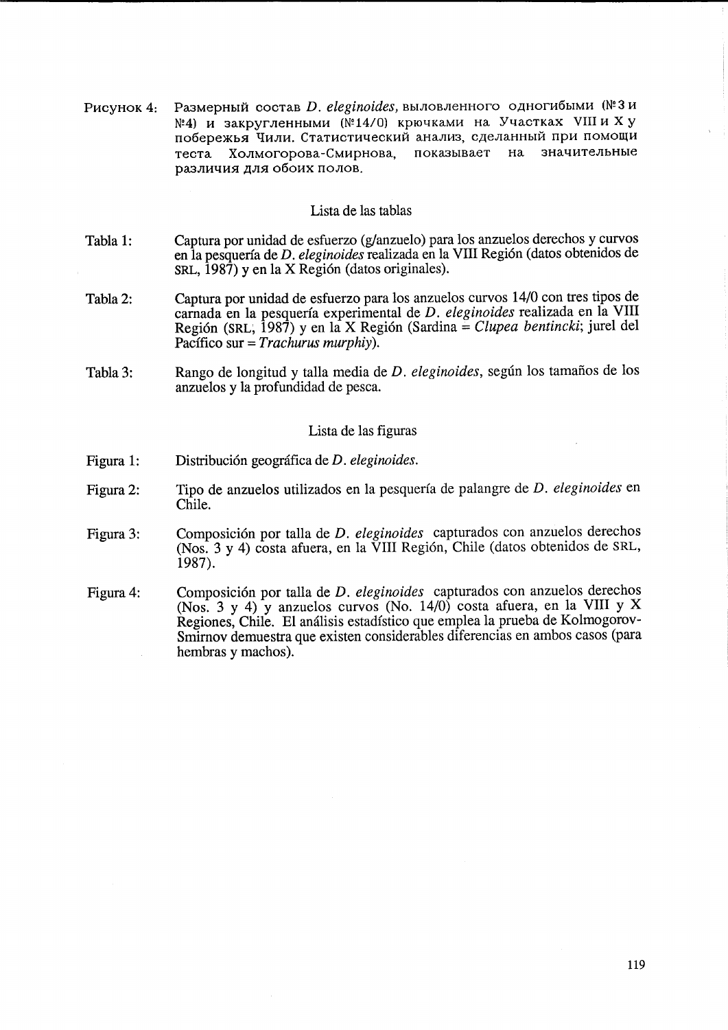Рисунок 4: Размерный состав *D. eleginoides*, выловленного одногибыми (№3 и №4) и закругленными (№14/0) крючками на Участках VIII и X у побережья Чили. Статистический анализ, сделанный при помощи теста Холмогорова-Смирнова, показывает на значительные различия для обоих полов.

## Lista de las tablas

Tabla 1: Captura por unidad de esfuerzo (g/anzuelo) para los anzuelos derechos y curvos en la pesquería de *D. eleginoides* realizada en la VIII Región (datos obtenidos de SRL, 1987) y en la X Región (datos originales).

Tabla 2: Captura por unidad de esfuerzo para los anzuelos curvos 14/0 con tres tipos de carnada en la pesquería experimental de *D. eleginoides* realizada en la VIII Región (SRL, 1987) y en la X Región (Sardina = *Clupea bentincki*; jurel del Pacífico sur = *Trachurus murphiy*).

Tabla 3: Rango de longitud y talla media de *D. eleginoides*, según los tamaños de los anzuelos y la profundidad de pesca.

## Lista de las figuras

Figura 1: Distribución geográfica de *D. eleginoides*.

Figura 2: Tipo de anzuelos utilizados en la pesquería de palangre de *D. eleginoides* en Chile.

Figura 3: Composición por talla de *D. eleginoides* capturados con anzuelos derechos (Nos. 3 y 4) costa afuera, en la VIII Región, Chile (datos obtenidos de SRL, 1987).

Figura 4: Composición por talla de *D. eleginoides* capturados con anzuelos derechos (Nos. 3 y 4) y anzuelos curvos (No. 14/0) costa afuera, en la VIII y X Regiones, Chile. El análisis estadístico que emplea la prueba de Kolmogorov-Smirnov demuestra que existen considerables diferencias en ambos casos (para hembras y machos).